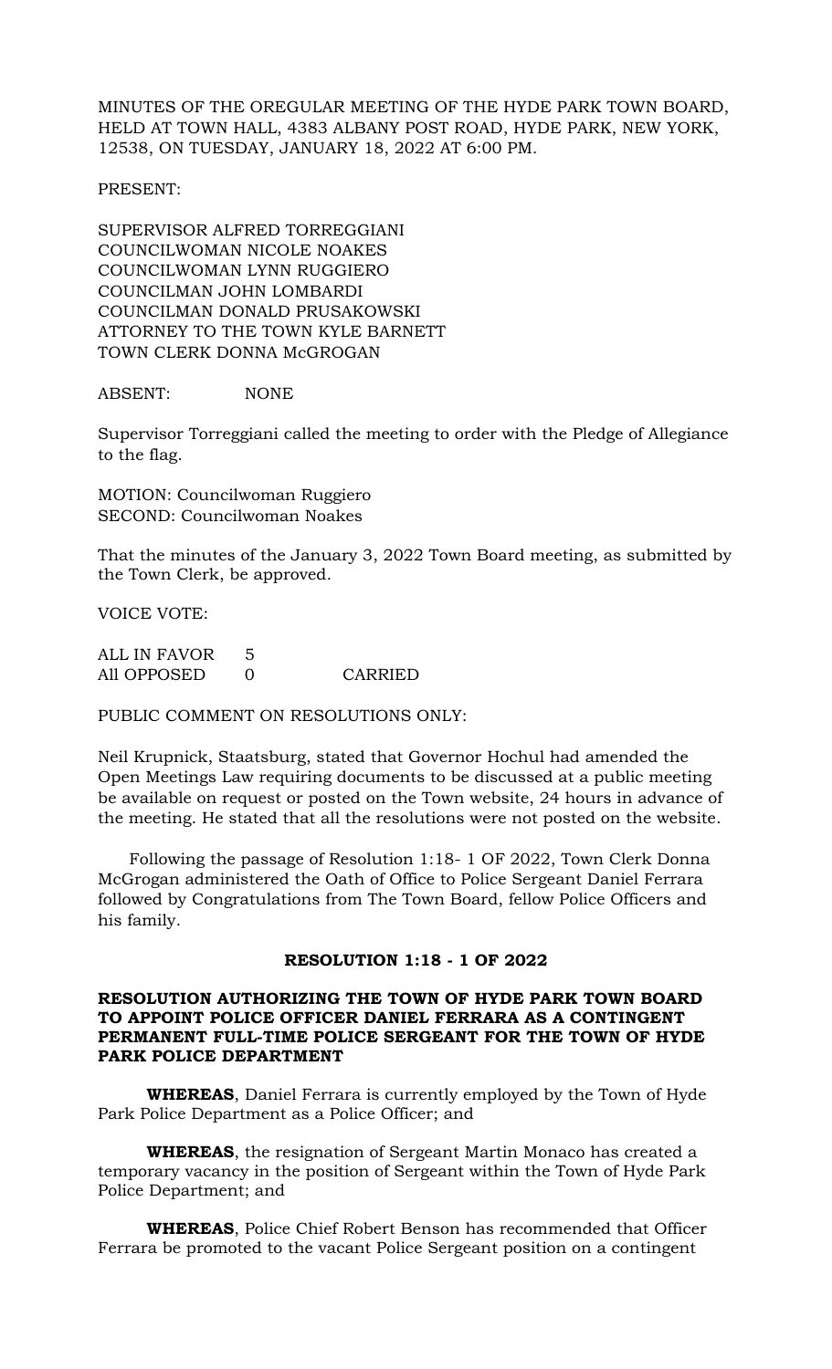MINUTES OF THE OREGULAR MEETING OF THE HYDE PARK TOWN BOARD, HELD AT TOWN HALL, 4383 ALBANY POST ROAD, HYDE PARK, NEW YORK, 12538, ON TUESDAY, JANUARY 18, 2022 AT 6:00 PM.

PRESENT:

SUPERVISOR ALFRED TORREGGIANI
COUNCILWOMAN NICOLE NOAKES
COUNCILWOMAN LYNN RUGGIERO
COUNCILMAN JOHN LOMBARDI
COUNCILMAN DONALD PRUSAKOWSKI
ATTORNEY TO THE TOWN KYLE BARNETT
TOWN CLERK DONNA McGROGAN

ABSENT: NONE

Supervisor Torreggiani called the meeting to order with the Pledge of Allegiance to the flag.

MOTION: Councilwoman Ruggiero
SECOND: Councilwoman Noakes

That the minutes of the January 3, 2022 Town Board meeting, as submitted by the Town Clerk, be approved.

VOICE VOTE:

| | | |
|---|---|---|
| ALL IN FAVOR | 5 | |
| All OPPOSED | 0 | CARRIED |

PUBLIC COMMENT ON RESOLUTIONS ONLY:

Neil Krupnick, Staatsburg, stated that Governor Hochul had amended the Open Meetings Law requiring documents to be discussed at a public meeting be available on request or posted on the Town website, 24 hours in advance of the meeting. He stated that all the resolutions were not posted on the website.

Following the passage of Resolution 1:18- 1 OF 2022, Town Clerk Donna McGrogan administered the Oath of Office to Police Sergeant Daniel Ferrara followed by Congratulations from The Town Board, fellow Police Officers and his family.

**RESOLUTION 1:18 - 1 OF 2022**

**RESOLUTION AUTHORIZING THE TOWN OF HYDE PARK TOWN BOARD TO APPOINT POLICE OFFICER DANIEL FERRARA AS A CONTINGENT PERMANENT FULL-TIME POLICE SERGEANT FOR THE TOWN OF HYDE PARK POLICE DEPARTMENT**

**WHEREAS**, Daniel Ferrara is currently employed by the Town of Hyde Park Police Department as a Police Officer; and

**WHEREAS**, the resignation of Sergeant Martin Monaco has created a temporary vacancy in the position of Sergeant within the Town of Hyde Park Police Department; and

**WHEREAS**, Police Chief Robert Benson has recommended that Officer Ferrara be promoted to the vacant Police Sergeant position on a contingent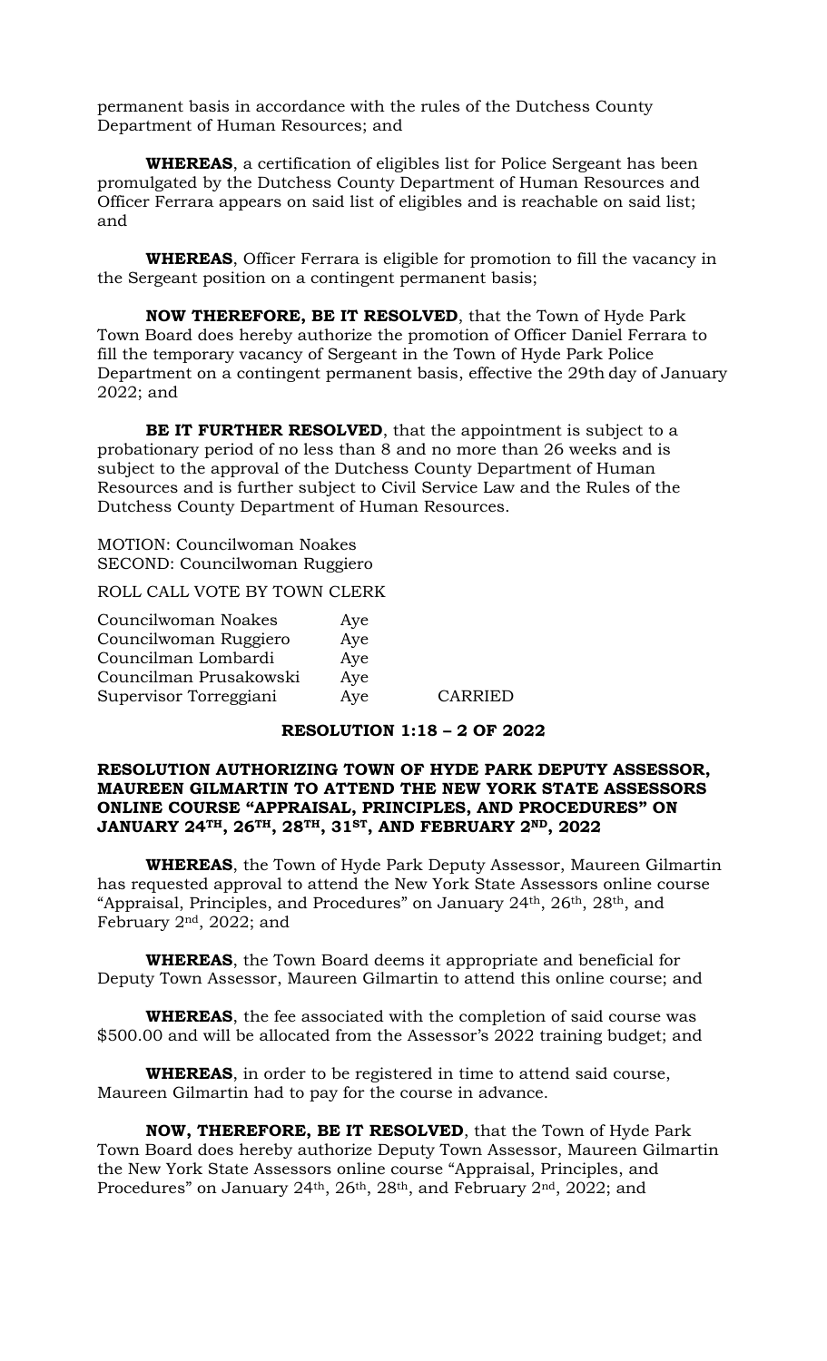permanent basis in accordance with the rules of the Dutchess County Department of Human Resources; and

**WHEREAS**, a certification of eligibles list for Police Sergeant has been promulgated by the Dutchess County Department of Human Resources and Officer Ferrara appears on said list of eligibles and is reachable on said list; and

**WHEREAS**, Officer Ferrara is eligible for promotion to fill the vacancy in the Sergeant position on a contingent permanent basis;

**NOW THEREFORE, BE IT RESOLVED**, that the Town of Hyde Park Town Board does hereby authorize the promotion of Officer Daniel Ferrara to fill the temporary vacancy of Sergeant in the Town of Hyde Park Police Department on a contingent permanent basis, effective the 29th day of January 2022; and

**BE IT FURTHER RESOLVED**, that the appointment is subject to a probationary period of no less than 8 and no more than 26 weeks and is subject to the approval of the Dutchess County Department of Human Resources and is further subject to Civil Service Law and the Rules of the Dutchess County Department of Human Resources.

MOTION: Councilwoman Noakes
SECOND: Councilwoman Ruggiero

ROLL CALL VOTE BY TOWN CLERK

| | | |
|---|---|---|
| Councilwoman Noakes | Aye | |
| Councilwoman Ruggiero | Aye | |
| Councilman Lombardi | Aye | |
| Councilman Prusakowski | Aye | |
| Supervisor Torreggiani | Aye | CARRIED |

**RESOLUTION 1:18 – 2 OF 2022**

**RESOLUTION AUTHORIZING TOWN OF HYDE PARK DEPUTY ASSESSOR, MAUREEN GILMARTIN TO ATTEND THE NEW YORK STATE ASSESSORS ONLINE COURSE "APPRAISAL, PRINCIPLES, AND PROCEDURES" ON JANUARY 24TH, 26TH, 28TH, 31ST, AND FEBRUARY 2ND, 2022**

**WHEREAS**, the Town of Hyde Park Deputy Assessor, Maureen Gilmartin has requested approval to attend the New York State Assessors online course "Appraisal, Principles, and Procedures" on January 24th, 26th, 28th, and February 2nd, 2022; and

**WHEREAS**, the Town Board deems it appropriate and beneficial for Deputy Town Assessor, Maureen Gilmartin to attend this online course; and

**WHEREAS**, the fee associated with the completion of said course was $500.00 and will be allocated from the Assessor's 2022 training budget; and

**WHEREAS**, in order to be registered in time to attend said course, Maureen Gilmartin had to pay for the course in advance.

**NOW, THEREFORE, BE IT RESOLVED**, that the Town of Hyde Park Town Board does hereby authorize Deputy Town Assessor, Maureen Gilmartin the New York State Assessors online course "Appraisal, Principles, and Procedures" on January 24th, 26th, 28th, and February 2nd, 2022; and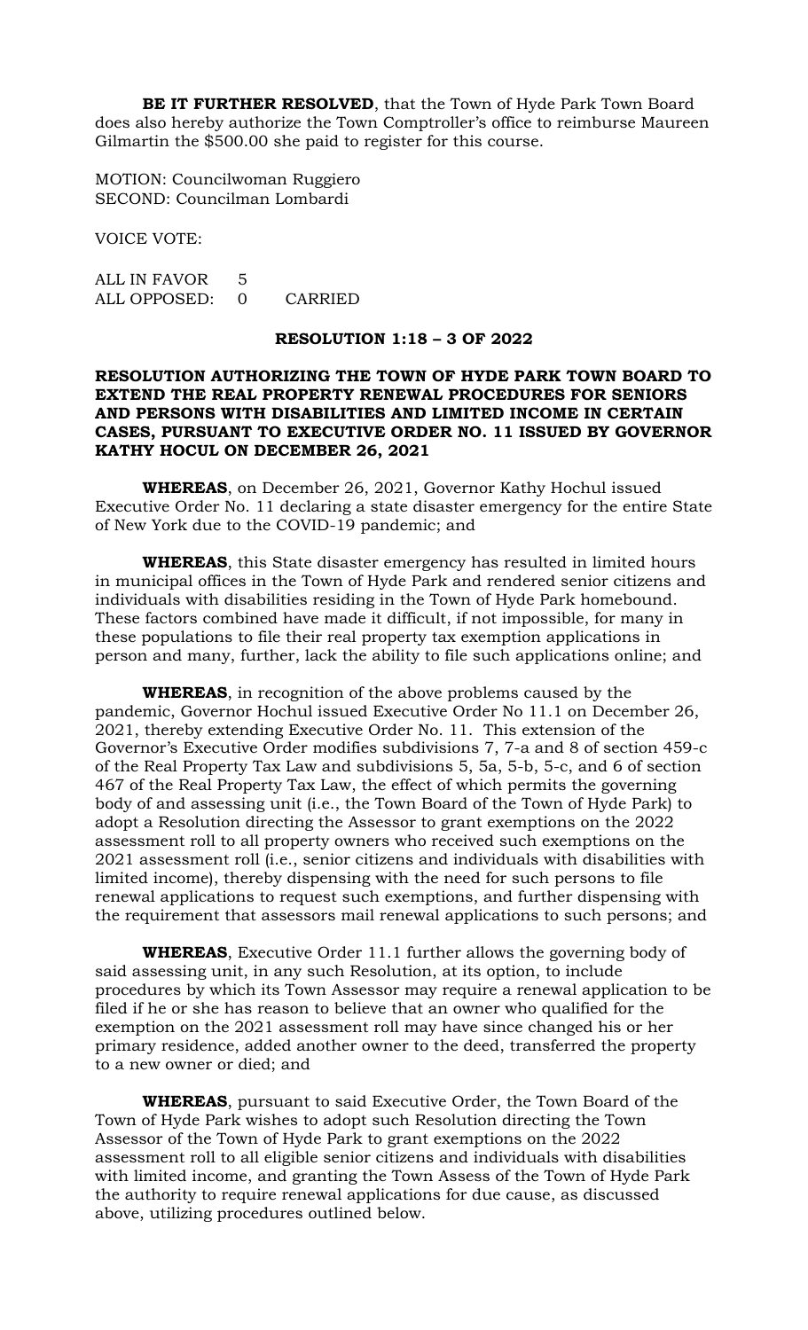**BE IT FURTHER RESOLVED**, that the Town of Hyde Park Town Board does also hereby authorize the Town Comptroller's office to reimburse Maureen Gilmartin the $500.00 she paid to register for this course.

MOTION: Councilwoman Ruggiero
SECOND: Councilman Lombardi

VOICE VOTE:

ALL IN FAVOR 5
ALL OPPOSED: 0 CARRIED

**RESOLUTION 1:18 – 3 OF 2022**

**RESOLUTION AUTHORIZING THE TOWN OF HYDE PARK TOWN BOARD TO EXTEND THE REAL PROPERTY RENEWAL PROCEDURES FOR SENIORS AND PERSONS WITH DISABILITIES AND LIMITED INCOME IN CERTAIN CASES, PURSUANT TO EXECUTIVE ORDER NO. 11 ISSUED BY GOVERNOR KATHY HOCUL ON DECEMBER 26, 2021**

**WHEREAS**, on December 26, 2021, Governor Kathy Hochul issued Executive Order No. 11 declaring a state disaster emergency for the entire State of New York due to the COVID-19 pandemic; and

**WHEREAS**, this State disaster emergency has resulted in limited hours in municipal offices in the Town of Hyde Park and rendered senior citizens and individuals with disabilities residing in the Town of Hyde Park homebound. These factors combined have made it difficult, if not impossible, for many in these populations to file their real property tax exemption applications in person and many, further, lack the ability to file such applications online; and

**WHEREAS**, in recognition of the above problems caused by the pandemic, Governor Hochul issued Executive Order No 11.1 on December 26, 2021, thereby extending Executive Order No. 11. This extension of the Governor's Executive Order modifies subdivisions 7, 7-a and 8 of section 459-c of the Real Property Tax Law and subdivisions 5, 5a, 5-b, 5-c, and 6 of section 467 of the Real Property Tax Law, the effect of which permits the governing body of and assessing unit (i.e., the Town Board of the Town of Hyde Park) to adopt a Resolution directing the Assessor to grant exemptions on the 2022 assessment roll to all property owners who received such exemptions on the 2021 assessment roll (i.e., senior citizens and individuals with disabilities with limited income), thereby dispensing with the need for such persons to file renewal applications to request such exemptions, and further dispensing with the requirement that assessors mail renewal applications to such persons; and

**WHEREAS**, Executive Order 11.1 further allows the governing body of said assessing unit, in any such Resolution, at its option, to include procedures by which its Town Assessor may require a renewal application to be filed if he or she has reason to believe that an owner who qualified for the exemption on the 2021 assessment roll may have since changed his or her primary residence, added another owner to the deed, transferred the property to a new owner or died; and

**WHEREAS**, pursuant to said Executive Order, the Town Board of the Town of Hyde Park wishes to adopt such Resolution directing the Town Assessor of the Town of Hyde Park to grant exemptions on the 2022 assessment roll to all eligible senior citizens and individuals with disabilities with limited income, and granting the Town Assess of the Town of Hyde Park the authority to require renewal applications for due cause, as discussed above, utilizing procedures outlined below.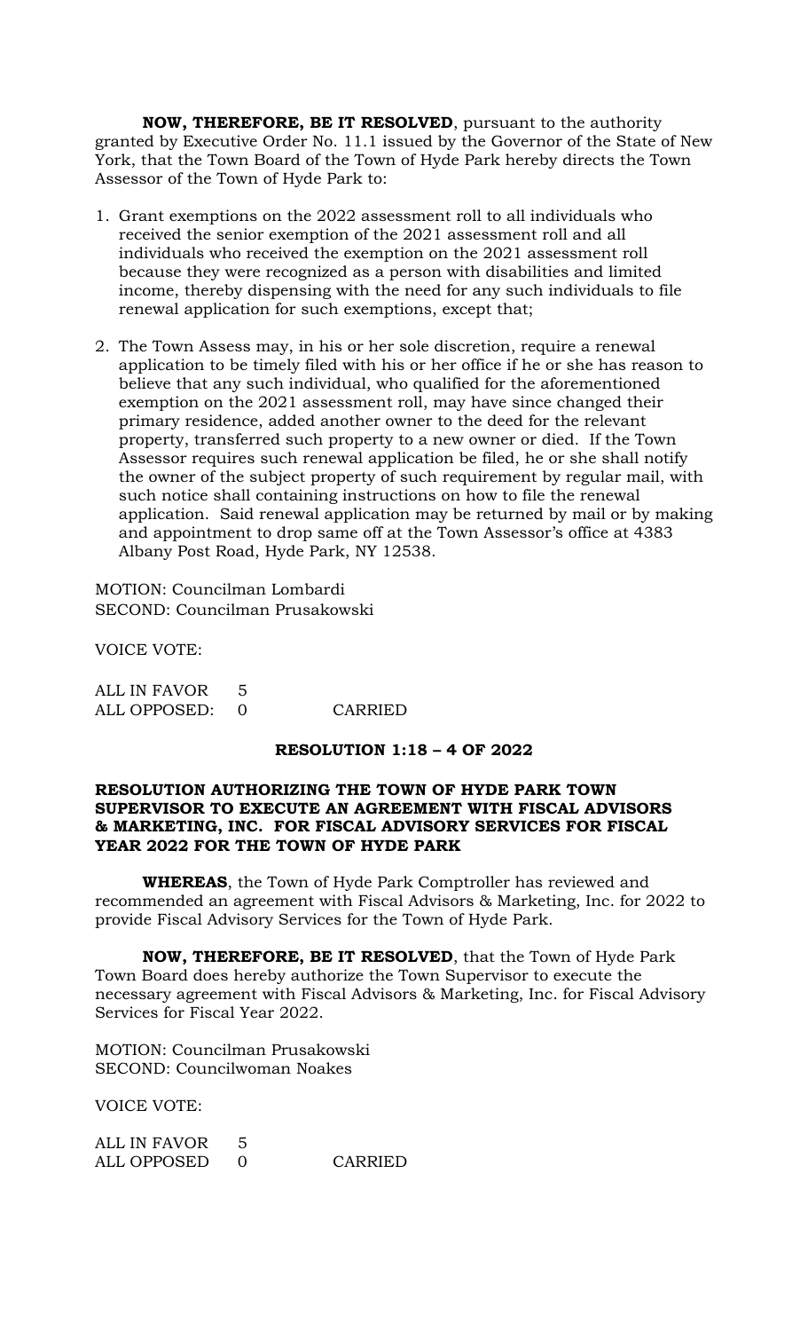**NOW, THEREFORE, BE IT RESOLVED**, pursuant to the authority granted by Executive Order No. 11.1 issued by the Governor of the State of New York, that the Town Board of the Town of Hyde Park hereby directs the Town Assessor of the Town of Hyde Park to:

1. Grant exemptions on the 2022 assessment roll to all individuals who received the senior exemption of the 2021 assessment roll and all individuals who received the exemption on the 2021 assessment roll because they were recognized as a person with disabilities and limited income, thereby dispensing with the need for any such individuals to file renewal application for such exemptions, except that;

2. The Town Assess may, in his or her sole discretion, require a renewal application to be timely filed with his or her office if he or she has reason to believe that any such individual, who qualified for the aforementioned exemption on the 2021 assessment roll, may have since changed their primary residence, added another owner to the deed for the relevant property, transferred such property to a new owner or died. If the Town Assessor requires such renewal application be filed, he or she shall notify the owner of the subject property of such requirement by regular mail, with such notice shall containing instructions on how to file the renewal application. Said renewal application may be returned by mail or by making and appointment to drop same off at the Town Assessor's office at 4383 Albany Post Road, Hyde Park, NY 12538.

MOTION: Councilman Lombardi
SECOND: Councilman Prusakowski

VOICE VOTE:

ALL IN FAVOR 5
ALL OPPOSED: 0 CARRIED

**RESOLUTION 1:18 – 4 OF 2022**

**RESOLUTION AUTHORIZING THE TOWN OF HYDE PARK TOWN SUPERVISOR TO EXECUTE AN AGREEMENT WITH FISCAL ADVISORS & MARKETING, INC. FOR FISCAL ADVISORY SERVICES FOR FISCAL YEAR 2022 FOR THE TOWN OF HYDE PARK**

**WHEREAS**, the Town of Hyde Park Comptroller has reviewed and recommended an agreement with Fiscal Advisors & Marketing, Inc. for 2022 to provide Fiscal Advisory Services for the Town of Hyde Park.

**NOW, THEREFORE, BE IT RESOLVED**, that the Town of Hyde Park Town Board does hereby authorize the Town Supervisor to execute the necessary agreement with Fiscal Advisors & Marketing, Inc. for Fiscal Advisory Services for Fiscal Year 2022.

MOTION: Councilman Prusakowski
SECOND: Councilwoman Noakes

VOICE VOTE:

ALL IN FAVOR 5
ALL OPPOSED 0 CARRIED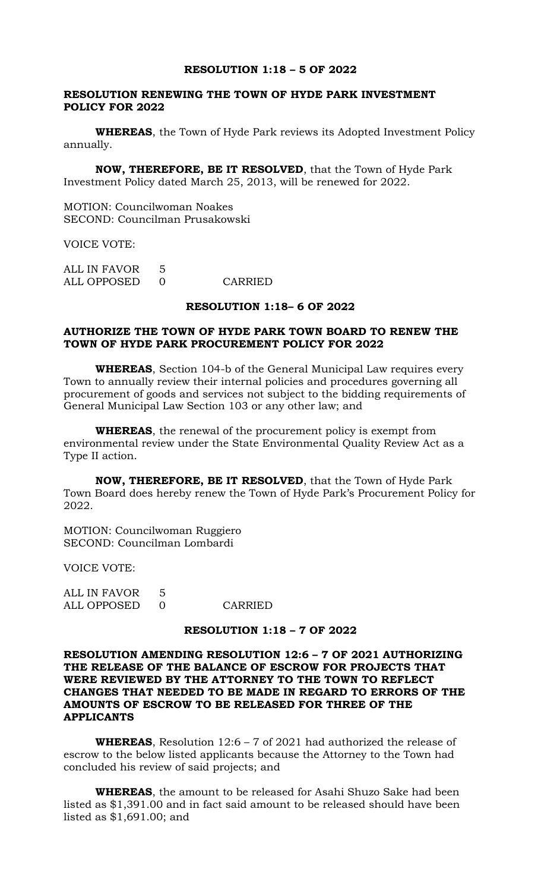**RESOLUTION 1:18 – 5 OF 2022**

**RESOLUTION RENEWING THE TOWN OF HYDE PARK INVESTMENT POLICY FOR 2022**

**WHEREAS**, the Town of Hyde Park reviews its Adopted Investment Policy annually.

**NOW, THEREFORE, BE IT RESOLVED**, that the Town of Hyde Park Investment Policy dated March 25, 2013, will be renewed for 2022.

MOTION: Councilwoman Noakes
SECOND: Councilman Prusakowski

VOICE VOTE:

ALL IN FAVOR 5
ALL OPPOSED 0 CARRIED

**RESOLUTION 1:18– 6 OF 2022**

**AUTHORIZE THE TOWN OF HYDE PARK TOWN BOARD TO RENEW THE TOWN OF HYDE PARK PROCUREMENT POLICY FOR 2022**

**WHEREAS**, Section 104-b of the General Municipal Law requires every Town to annually review their internal policies and procedures governing all procurement of goods and services not subject to the bidding requirements of General Municipal Law Section 103 or any other law; and

**WHEREAS**, the renewal of the procurement policy is exempt from environmental review under the State Environmental Quality Review Act as a Type II action.

**NOW, THEREFORE, BE IT RESOLVED**, that the Town of Hyde Park Town Board does hereby renew the Town of Hyde Park's Procurement Policy for 2022.

MOTION: Councilwoman Ruggiero
SECOND: Councilman Lombardi

VOICE VOTE:

ALL IN FAVOR 5
ALL OPPOSED 0 CARRIED

**RESOLUTION 1:18 – 7 OF 2022**

**RESOLUTION AMENDING RESOLUTION 12:6 – 7 OF 2021 AUTHORIZING THE RELEASE OF THE BALANCE OF ESCROW FOR PROJECTS THAT WERE REVIEWED BY THE ATTORNEY TO THE TOWN TO REFLECT CHANGES THAT NEEDED TO BE MADE IN REGARD TO ERRORS OF THE AMOUNTS OF ESCROW TO BE RELEASED FOR THREE OF THE APPLICANTS**

**WHEREAS**, Resolution 12:6 – 7 of 2021 had authorized the release of escrow to the below listed applicants because the Attorney to the Town had concluded his review of said projects; and

**WHEREAS**, the amount to be released for Asahi Shuzo Sake had been listed as $1,391.00 and in fact said amount to be released should have been listed as $1,691.00; and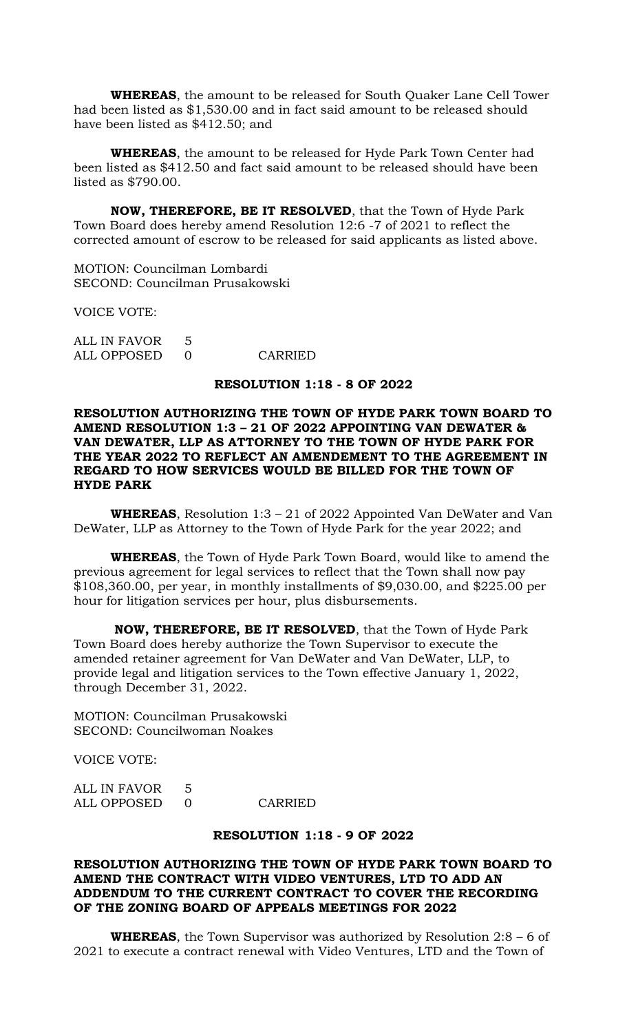**WHEREAS**, the amount to be released for South Quaker Lane Cell Tower had been listed as $1,530.00 and in fact said amount to be released should have been listed as $412.50; and

**WHEREAS**, the amount to be released for Hyde Park Town Center had been listed as $412.50 and fact said amount to be released should have been listed as $790.00.

**NOW, THEREFORE, BE IT RESOLVED**, that the Town of Hyde Park Town Board does hereby amend Resolution 12:6 -7 of 2021 to reflect the corrected amount of escrow to be released for said applicants as listed above.

MOTION: Councilman Lombardi
SECOND: Councilman Prusakowski

VOICE VOTE:

ALL IN FAVOR 5
ALL OPPOSED 0 CARRIED

**RESOLUTION 1:18 - 8 OF 2022**

**RESOLUTION AUTHORIZING THE TOWN OF HYDE PARK TOWN BOARD TO AMEND RESOLUTION 1:3 – 21 OF 2022 APPOINTING VAN DEWATER & VAN DEWATER, LLP AS ATTORNEY TO THE TOWN OF HYDE PARK FOR THE YEAR 2022 TO REFLECT AN AMENDEMENT TO THE AGREEMENT IN REGARD TO HOW SERVICES WOULD BE BILLED FOR THE TOWN OF HYDE PARK**

**WHEREAS**, Resolution 1:3 – 21 of 2022 Appointed Van DeWater and Van DeWater, LLP as Attorney to the Town of Hyde Park for the year 2022; and

**WHEREAS**, the Town of Hyde Park Town Board, would like to amend the previous agreement for legal services to reflect that the Town shall now pay $108,360.00, per year, in monthly installments of $9,030.00, and $225.00 per hour for litigation services per hour, plus disbursements.

**NOW, THEREFORE, BE IT RESOLVED**, that the Town of Hyde Park Town Board does hereby authorize the Town Supervisor to execute the amended retainer agreement for Van DeWater and Van DeWater, LLP, to provide legal and litigation services to the Town effective January 1, 2022, through December 31, 2022.

MOTION: Councilman Prusakowski
SECOND: Councilwoman Noakes

VOICE VOTE:

ALL IN FAVOR 5
ALL OPPOSED 0 CARRIED

**RESOLUTION 1:18 - 9 OF 2022**

**RESOLUTION AUTHORIZING THE TOWN OF HYDE PARK TOWN BOARD TO AMEND THE CONTRACT WITH VIDEO VENTURES, LTD TO ADD AN ADDENDUM TO THE CURRENT CONTRACT TO COVER THE RECORDING OF THE ZONING BOARD OF APPEALS MEETINGS FOR 2022**

**WHEREAS**, the Town Supervisor was authorized by Resolution 2:8 – 6 of 2021 to execute a contract renewal with Video Ventures, LTD and the Town of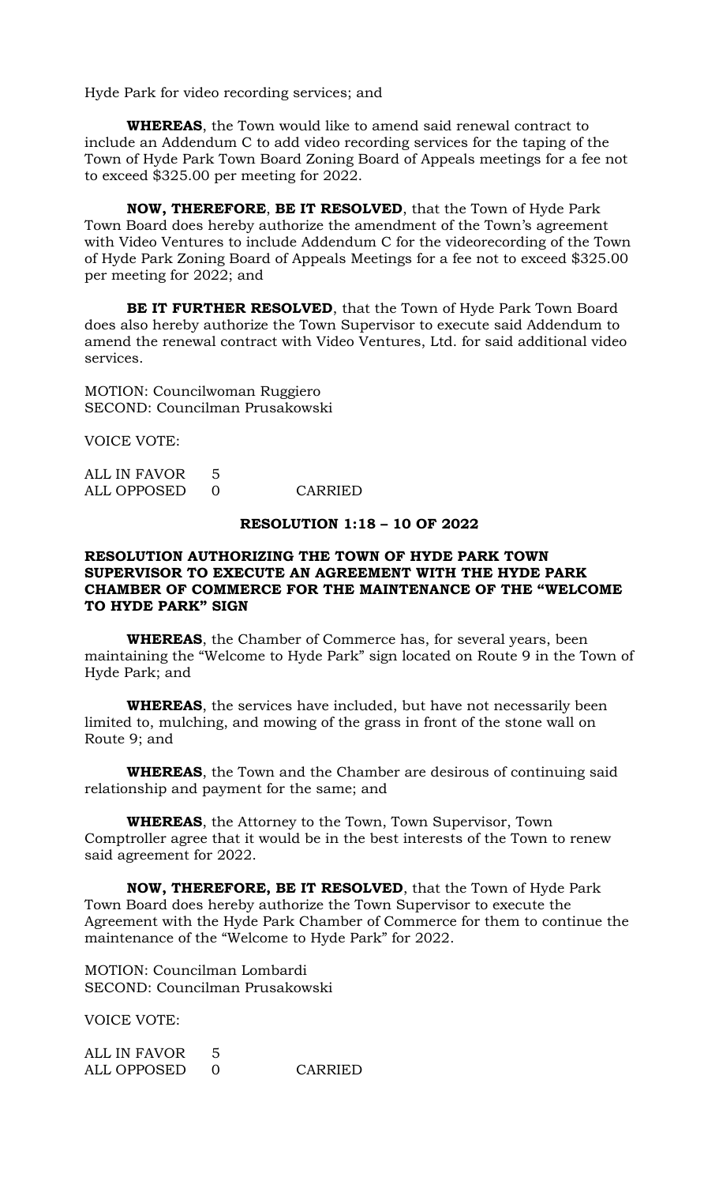Hyde Park for video recording services; and

**WHEREAS**, the Town would like to amend said renewal contract to include an Addendum C to add video recording services for the taping of the Town of Hyde Park Town Board Zoning Board of Appeals meetings for a fee not to exceed $325.00 per meeting for 2022.

**NOW, THEREFORE**, **BE IT RESOLVED**, that the Town of Hyde Park Town Board does hereby authorize the amendment of the Town's agreement with Video Ventures to include Addendum C for the videorecording of the Town of Hyde Park Zoning Board of Appeals Meetings for a fee not to exceed $325.00 per meeting for 2022; and

**BE IT FURTHER RESOLVED**, that the Town of Hyde Park Town Board does also hereby authorize the Town Supervisor to execute said Addendum to amend the renewal contract with Video Ventures, Ltd. for said additional video services.

MOTION: Councilwoman Ruggiero
SECOND: Councilman Prusakowski

VOICE VOTE:

ALL IN FAVOR 5
ALL OPPOSED 0 CARRIED

**RESOLUTION 1:18 – 10 OF 2022**

**RESOLUTION AUTHORIZING THE TOWN OF HYDE PARK TOWN SUPERVISOR TO EXECUTE AN AGREEMENT WITH THE HYDE PARK CHAMBER OF COMMERCE FOR THE MAINTENANCE OF THE "WELCOME TO HYDE PARK" SIGN**

**WHEREAS**, the Chamber of Commerce has, for several years, been maintaining the "Welcome to Hyde Park" sign located on Route 9 in the Town of Hyde Park; and

**WHEREAS**, the services have included, but have not necessarily been limited to, mulching, and mowing of the grass in front of the stone wall on Route 9; and

**WHEREAS**, the Town and the Chamber are desirous of continuing said relationship and payment for the same; and

**WHEREAS**, the Attorney to the Town, Town Supervisor, Town Comptroller agree that it would be in the best interests of the Town to renew said agreement for 2022.

**NOW, THEREFORE, BE IT RESOLVED**, that the Town of Hyde Park Town Board does hereby authorize the Town Supervisor to execute the Agreement with the Hyde Park Chamber of Commerce for them to continue the maintenance of the "Welcome to Hyde Park" for 2022.

MOTION: Councilman Lombardi
SECOND: Councilman Prusakowski

VOICE VOTE:

ALL IN FAVOR 5
ALL OPPOSED 0 CARRIED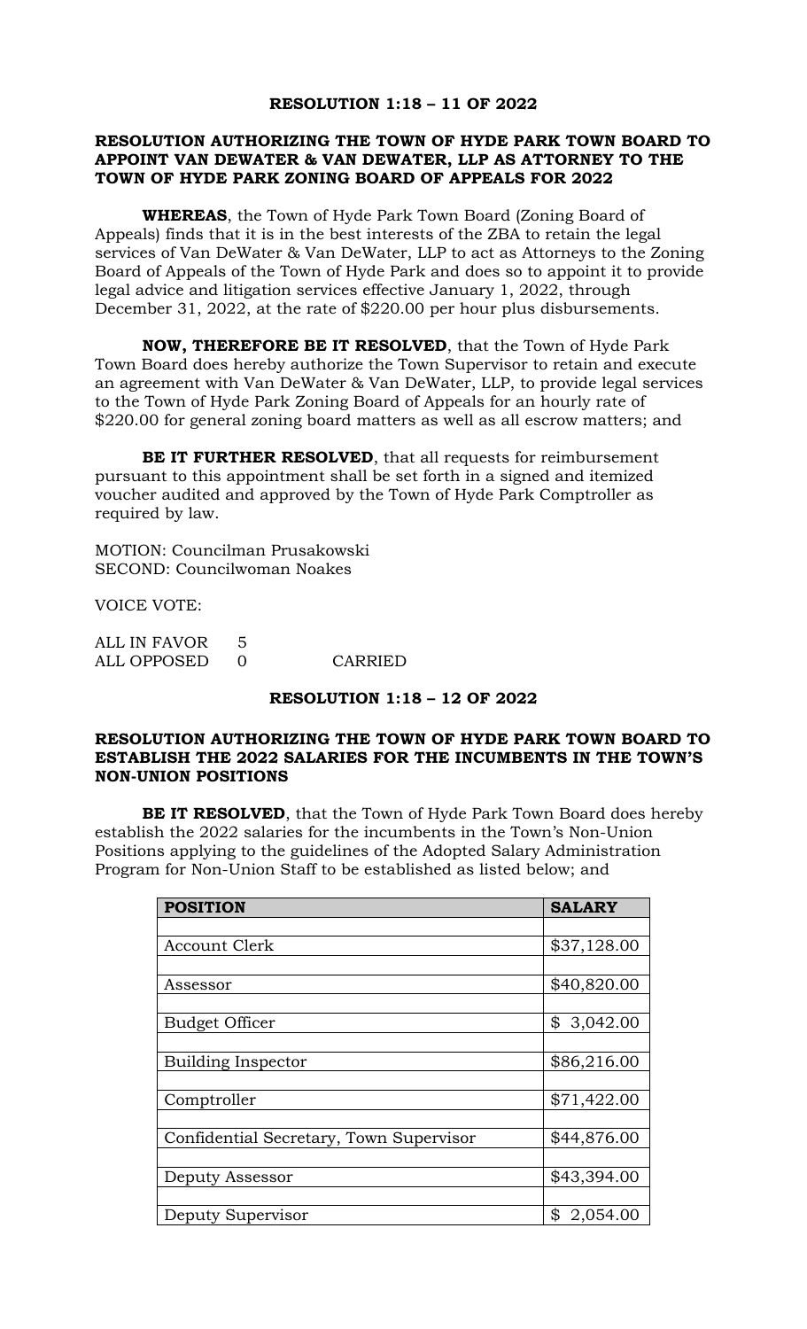**RESOLUTION 1:18 – 11 OF 2022**

**RESOLUTION AUTHORIZING THE TOWN OF HYDE PARK TOWN BOARD TO APPOINT VAN DEWATER & VAN DEWATER, LLP AS ATTORNEY TO THE TOWN OF HYDE PARK ZONING BOARD OF APPEALS FOR 2022**

**WHEREAS**, the Town of Hyde Park Town Board (Zoning Board of Appeals) finds that it is in the best interests of the ZBA to retain the legal services of Van DeWater & Van DeWater, LLP to act as Attorneys to the Zoning Board of Appeals of the Town of Hyde Park and does so to appoint it to provide legal advice and litigation services effective January 1, 2022, through December 31, 2022, at the rate of $220.00 per hour plus disbursements.

**NOW, THEREFORE BE IT RESOLVED**, that the Town of Hyde Park Town Board does hereby authorize the Town Supervisor to retain and execute an agreement with Van DeWater & Van DeWater, LLP, to provide legal services to the Town of Hyde Park Zoning Board of Appeals for an hourly rate of $220.00 for general zoning board matters as well as all escrow matters; and

**BE IT FURTHER RESOLVED**, that all requests for reimbursement pursuant to this appointment shall be set forth in a signed and itemized voucher audited and approved by the Town of Hyde Park Comptroller as required by law.

MOTION: Councilman Prusakowski
SECOND: Councilwoman Noakes

VOICE VOTE:

ALL IN FAVOR 5
ALL OPPOSED 0 CARRIED

**RESOLUTION 1:18 – 12 OF 2022**

**RESOLUTION AUTHORIZING THE TOWN OF HYDE PARK TOWN BOARD TO ESTABLISH THE 2022 SALARIES FOR THE INCUMBENTS IN THE TOWN'S NON-UNION POSITIONS**

**BE IT RESOLVED**, that the Town of Hyde Park Town Board does hereby establish the 2022 salaries for the incumbents in the Town's Non-Union Positions applying to the guidelines of the Adopted Salary Administration Program for Non-Union Staff to be established as listed below; and

| POSITION | SALARY |
|---|---|
| Account Clerk | $37,128.00 |
| Assessor | $40,820.00 |
| Budget Officer | $ 3,042.00 |
| Building Inspector | $86,216.00 |
| Comptroller | $71,422.00 |
| Confidential Secretary, Town Supervisor | $44,876.00 |
| Deputy Assessor | $43,394.00 |
| Deputy Supervisor | $ 2,054.00 |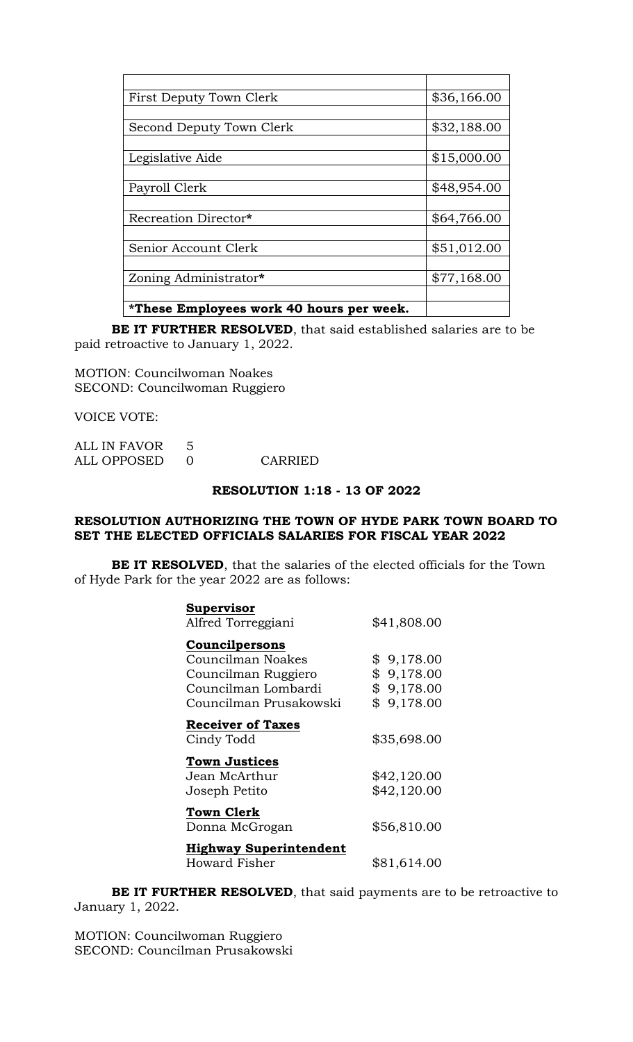| | |
|---|---|
| First Deputy Town Clerk | $36,166.00 |
| Second Deputy Town Clerk | $32,188.00 |
| Legislative Aide | $15,000.00 |
| Payroll Clerk | $48,954.00 |
| Recreation Director* | $64,766.00 |
| Senior Account Clerk | $51,012.00 |
| Zoning Administrator* | $77,168.00 |
| ***These Employees work 40 hours per week.** | |

**BE IT FURTHER RESOLVED**, that said established salaries are to be paid retroactive to January 1, 2022.

MOTION: Councilwoman Noakes
SECOND: Councilwoman Ruggiero

VOICE VOTE:

ALL IN FAVOR 5
ALL OPPOSED 0 CARRIED

**RESOLUTION 1:18 - 13 OF 2022**

**RESOLUTION AUTHORIZING THE TOWN OF HYDE PARK TOWN BOARD TO SET THE ELECTED OFFICIALS SALARIES FOR FISCAL YEAR 2022**

**BE IT RESOLVED**, that the salaries of the elected officials for the Town of Hyde Park for the year 2022 are as follows:

| | |
|---|---|
| **Supervisor** | |
| Alfred Torreggiani | $41,808.00 |
| **Councilpersons** | |
| Councilman Noakes | $ 9,178.00 |
| Councilman Ruggiero | $ 9,178.00 |
| Councilman Lombardi | $ 9,178.00 |
| Councilman Prusakowski | $ 9,178.00 |
| **Receiver of Taxes** | |
| Cindy Todd | $35,698.00 |
| **Town Justices** | |
| Jean McArthur | $42,120.00 |
| Joseph Petito | $42,120.00 |
| **Town Clerk** | |
| Donna McGrogan | $56,810.00 |
| **Highway Superintendent** | |
| Howard Fisher | $81,614.00 |

**BE IT FURTHER RESOLVED**, that said payments are to be retroactive to January 1, 2022.

MOTION: Councilwoman Ruggiero
SECOND: Councilman Prusakowski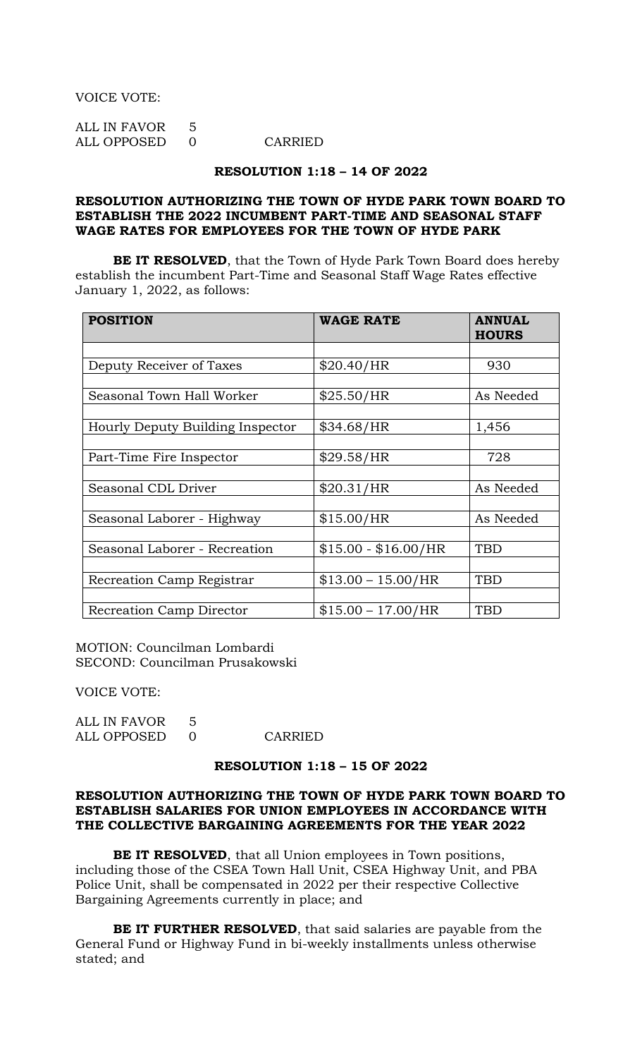VOICE VOTE:

ALL IN FAVOR 5
ALL OPPOSED 0 CARRIED

**RESOLUTION 1:18 – 14 OF 2022**

**RESOLUTION AUTHORIZING THE TOWN OF HYDE PARK TOWN BOARD TO ESTABLISH THE 2022 INCUMBENT PART-TIME AND SEASONAL STAFF WAGE RATES FOR EMPLOYEES FOR THE TOWN OF HYDE PARK**

**BE IT RESOLVED**, that the Town of Hyde Park Town Board does hereby establish the incumbent Part-Time and Seasonal Staff Wage Rates effective January 1, 2022, as follows:

| POSITION | WAGE RATE | ANNUAL HOURS |
|---|---|---|
| Deputy Receiver of Taxes | $20.40/HR | 930 |
| Seasonal Town Hall Worker | $25.50/HR | As Needed |
| Hourly Deputy Building Inspector | $34.68/HR | 1,456 |
| Part-Time Fire Inspector | $29.58/HR | 728 |
| Seasonal CDL Driver | $20.31/HR | As Needed |
| Seasonal Laborer - Highway | $15.00/HR | As Needed |
| Seasonal Laborer - Recreation | $15.00 - $16.00/HR | TBD |
| Recreation Camp Registrar | $13.00 – 15.00/HR | TBD |
| Recreation Camp Director | $15.00 – 17.00/HR | TBD |

MOTION: Councilman Lombardi
SECOND: Councilman Prusakowski

VOICE VOTE:

ALL IN FAVOR 5
ALL OPPOSED 0 CARRIED

**RESOLUTION 1:18 – 15 OF 2022**

**RESOLUTION AUTHORIZING THE TOWN OF HYDE PARK TOWN BOARD TO ESTABLISH SALARIES FOR UNION EMPLOYEES IN ACCORDANCE WITH THE COLLECTIVE BARGAINING AGREEMENTS FOR THE YEAR 2022**

**BE IT RESOLVED**, that all Union employees in Town positions, including those of the CSEA Town Hall Unit, CSEA Highway Unit, and PBA Police Unit, shall be compensated in 2022 per their respective Collective Bargaining Agreements currently in place; and

**BE IT FURTHER RESOLVED**, that said salaries are payable from the General Fund or Highway Fund in bi-weekly installments unless otherwise stated; and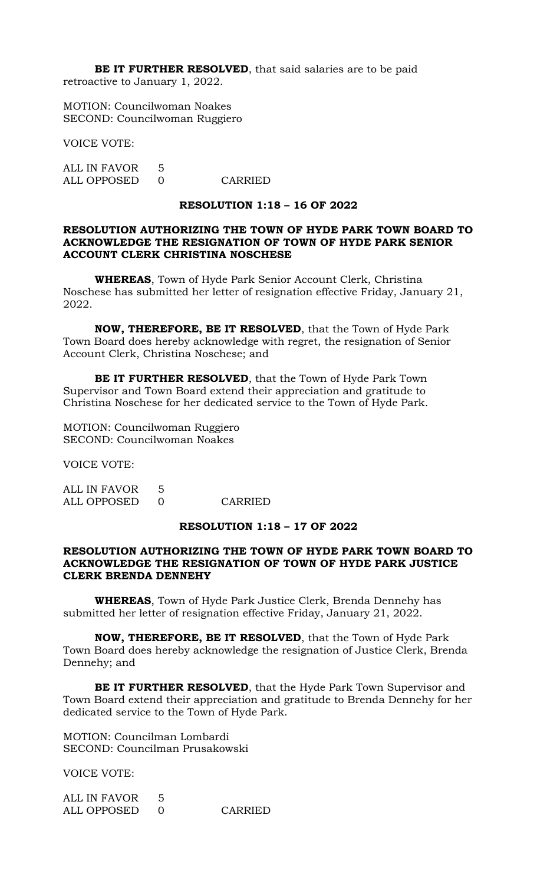**BE IT FURTHER RESOLVED**, that said salaries are to be paid retroactive to January 1, 2022.

MOTION: Councilwoman Noakes
SECOND: Councilwoman Ruggiero

VOICE VOTE:

ALL IN FAVOR 5
ALL OPPOSED 0 CARRIED

**RESOLUTION 1:18 – 16 OF 2022**

**RESOLUTION AUTHORIZING THE TOWN OF HYDE PARK TOWN BOARD TO ACKNOWLEDGE THE RESIGNATION OF TOWN OF HYDE PARK SENIOR ACCOUNT CLERK CHRISTINA NOSCHESE**

**WHEREAS**, Town of Hyde Park Senior Account Clerk, Christina Noschese has submitted her letter of resignation effective Friday, January 21, 2022.

**NOW, THEREFORE, BE IT RESOLVED**, that the Town of Hyde Park Town Board does hereby acknowledge with regret, the resignation of Senior Account Clerk, Christina Noschese; and

**BE IT FURTHER RESOLVED**, that the Town of Hyde Park Town Supervisor and Town Board extend their appreciation and gratitude to Christina Noschese for her dedicated service to the Town of Hyde Park.

MOTION: Councilwoman Ruggiero
SECOND: Councilwoman Noakes

VOICE VOTE:

ALL IN FAVOR 5
ALL OPPOSED 0 CARRIED

**RESOLUTION 1:18 – 17 OF 2022**

**RESOLUTION AUTHORIZING THE TOWN OF HYDE PARK TOWN BOARD TO ACKNOWLEDGE THE RESIGNATION OF TOWN OF HYDE PARK JUSTICE CLERK BRENDA DENNEHY**

**WHEREAS**, Town of Hyde Park Justice Clerk, Brenda Dennehy has submitted her letter of resignation effective Friday, January 21, 2022.

**NOW, THEREFORE, BE IT RESOLVED**, that the Town of Hyde Park Town Board does hereby acknowledge the resignation of Justice Clerk, Brenda Dennehy; and

**BE IT FURTHER RESOLVED**, that the Hyde Park Town Supervisor and Town Board extend their appreciation and gratitude to Brenda Dennehy for her dedicated service to the Town of Hyde Park.

MOTION: Councilman Lombardi
SECOND: Councilman Prusakowski

VOICE VOTE:

ALL IN FAVOR 5
ALL OPPOSED 0 CARRIED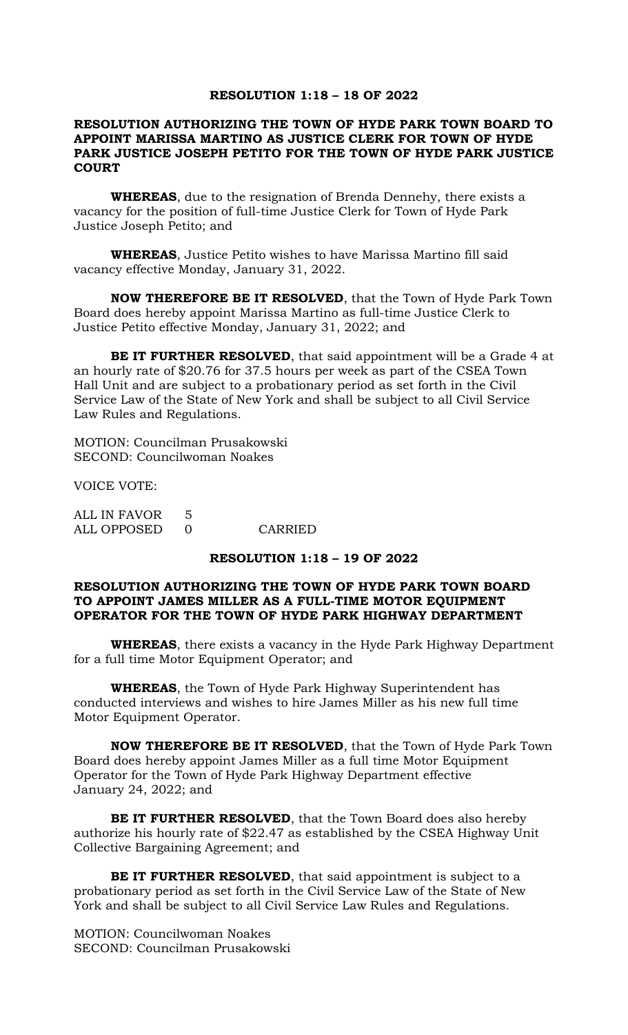## RESOLUTION 1:18 – 18 OF 2022

### RESOLUTION AUTHORIZING THE TOWN OF HYDE PARK TOWN BOARD TO APPOINT MARISSA MARTINO AS JUSTICE CLERK FOR TOWN OF HYDE PARK JUSTICE JOSEPH PETITO FOR THE TOWN OF HYDE PARK JUSTICE COURT

**WHEREAS**, due to the resignation of Brenda Dennehy, there exists a vacancy for the position of full-time Justice Clerk for Town of Hyde Park Justice Joseph Petito; and

**WHEREAS**, Justice Petito wishes to have Marissa Martino fill said vacancy effective Monday, January 31, 2022.

**NOW THEREFORE BE IT RESOLVED**, that the Town of Hyde Park Town Board does hereby appoint Marissa Martino as full-time Justice Clerk to Justice Petito effective Monday, January 31, 2022; and

**BE IT FURTHER RESOLVED**, that said appointment will be a Grade 4 at an hourly rate of $20.76 for 37.5 hours per week as part of the CSEA Town Hall Unit and are subject to a probationary period as set forth in the Civil Service Law of the State of New York and shall be subject to all Civil Service Law Rules and Regulations.

MOTION: Councilman Prusakowski
SECOND: Councilwoman Noakes

VOICE VOTE:

ALL IN FAVOR 5
ALL OPPOSED 0 CARRIED

## RESOLUTION 1:18 – 19 OF 2022

### RESOLUTION AUTHORIZING THE TOWN OF HYDE PARK TOWN BOARD TO APPOINT JAMES MILLER AS A FULL-TIME MOTOR EQUIPMENT OPERATOR FOR THE TOWN OF HYDE PARK HIGHWAY DEPARTMENT

**WHEREAS**, there exists a vacancy in the Hyde Park Highway Department for a full time Motor Equipment Operator; and

**WHEREAS**, the Town of Hyde Park Highway Superintendent has conducted interviews and wishes to hire James Miller as his new full time Motor Equipment Operator.

**NOW THEREFORE BE IT RESOLVED**, that the Town of Hyde Park Town Board does hereby appoint James Miller as a full time Motor Equipment Operator for the Town of Hyde Park Highway Department effective January 24, 2022; and

**BE IT FURTHER RESOLVED**, that the Town Board does also hereby authorize his hourly rate of $22.47 as established by the CSEA Highway Unit Collective Bargaining Agreement; and

**BE IT FURTHER RESOLVED**, that said appointment is subject to a probationary period as set forth in the Civil Service Law of the State of New York and shall be subject to all Civil Service Law Rules and Regulations.

MOTION: Councilwoman Noakes
SECOND: Councilman Prusakowski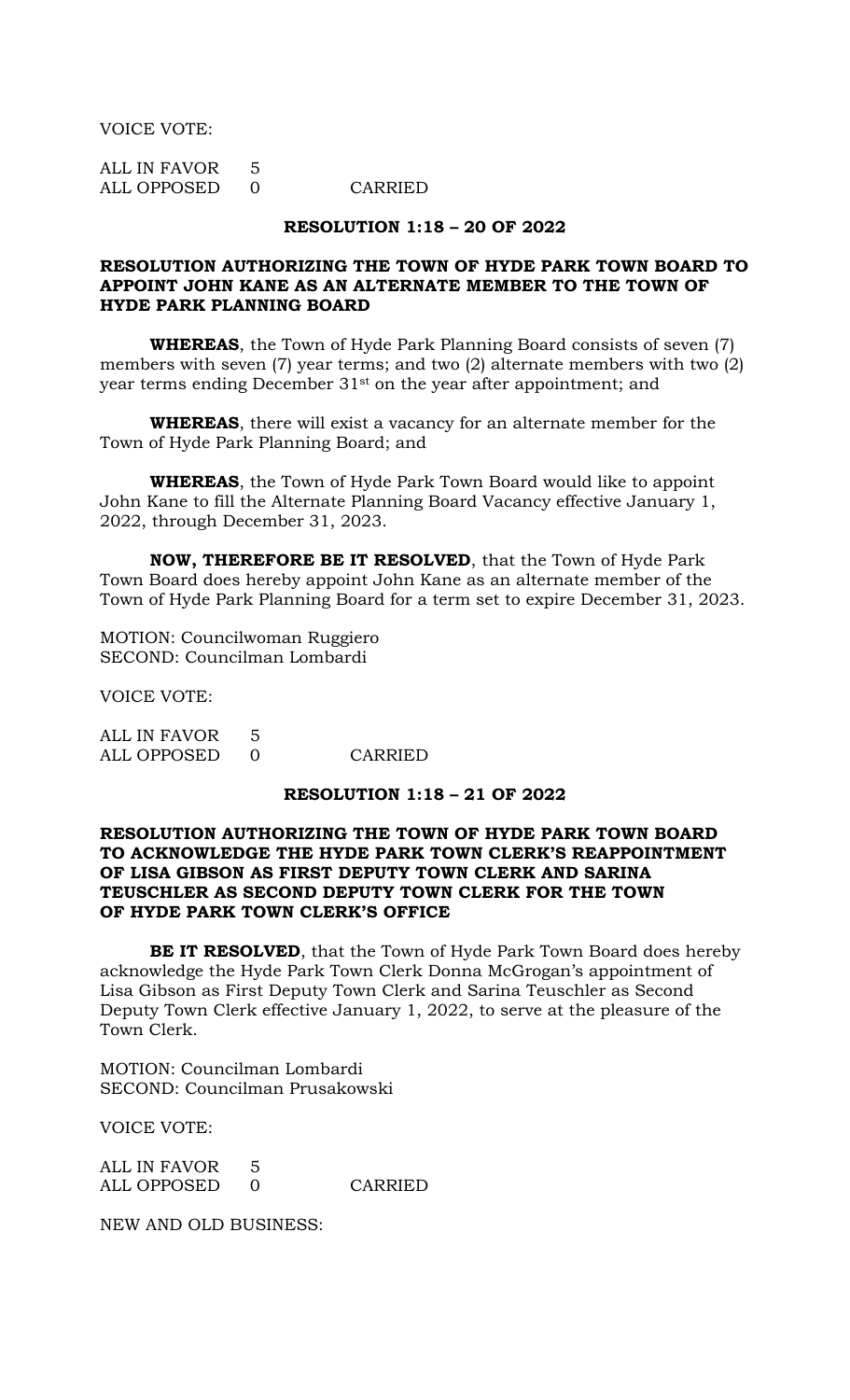VOICE VOTE:

| ALL IN FAVOR | 5 | |
|---|---|---|
| ALL OPPOSED | 0 | CARRIED |

**RESOLUTION 1:18 – 20 OF 2022**

**RESOLUTION AUTHORIZING THE TOWN OF HYDE PARK TOWN BOARD TO APPOINT JOHN KANE AS AN ALTERNATE MEMBER TO THE TOWN OF HYDE PARK PLANNING BOARD**

**WHEREAS**, the Town of Hyde Park Planning Board consists of seven (7) members with seven (7) year terms; and two (2) alternate members with two (2) year terms ending December 31st on the year after appointment; and

**WHEREAS**, there will exist a vacancy for an alternate member for the Town of Hyde Park Planning Board; and

**WHEREAS**, the Town of Hyde Park Town Board would like to appoint John Kane to fill the Alternate Planning Board Vacancy effective January 1, 2022, through December 31, 2023.

**NOW, THEREFORE BE IT RESOLVED**, that the Town of Hyde Park Town Board does hereby appoint John Kane as an alternate member of the Town of Hyde Park Planning Board for a term set to expire December 31, 2023.

MOTION: Councilwoman Ruggiero
SECOND: Councilman Lombardi

VOICE VOTE:

| ALL IN FAVOR | 5 | |
|---|---|---|
| ALL OPPOSED | 0 | CARRIED |

**RESOLUTION 1:18 – 21 OF 2022**

**RESOLUTION AUTHORIZING THE TOWN OF HYDE PARK TOWN BOARD TO ACKNOWLEDGE THE HYDE PARK TOWN CLERK'S REAPPOINTMENT OF LISA GIBSON AS FIRST DEPUTY TOWN CLERK AND SARINA TEUSCHLER AS SECOND DEPUTY TOWN CLERK FOR THE TOWN OF HYDE PARK TOWN CLERK'S OFFICE**

**BE IT RESOLVED**, that the Town of Hyde Park Town Board does hereby acknowledge the Hyde Park Town Clerk Donna McGrogan's appointment of Lisa Gibson as First Deputy Town Clerk and Sarina Teuschler as Second Deputy Town Clerk effective January 1, 2022, to serve at the pleasure of the Town Clerk.

MOTION: Councilman Lombardi
SECOND: Councilman Prusakowski

VOICE VOTE:

| ALL IN FAVOR | 5 | |
|---|---|---|
| ALL OPPOSED | 0 | CARRIED |

NEW AND OLD BUSINESS: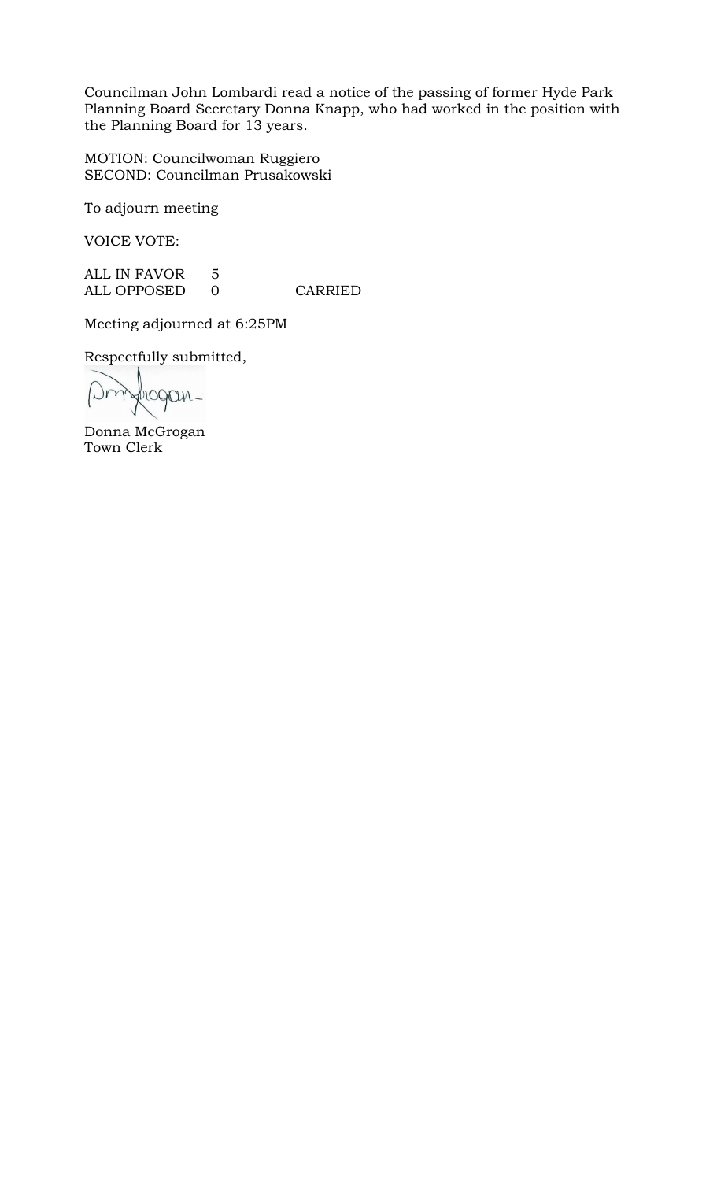Councilman John Lombardi read a notice of the passing of former Hyde Park Planning Board Secretary Donna Knapp, who had worked in the position with the Planning Board for 13 years.

MOTION: Councilwoman Ruggiero
SECOND: Councilman Prusakowski

To adjourn meeting

VOICE VOTE:

| | | |
|---|---|---|
| ALL IN FAVOR | 5 | |
| ALL OPPOSED | 0 | CARRIED |

Meeting adjourned at 6:25PM

Respectfully submitted,

Donna McGrogan
Town Clerk